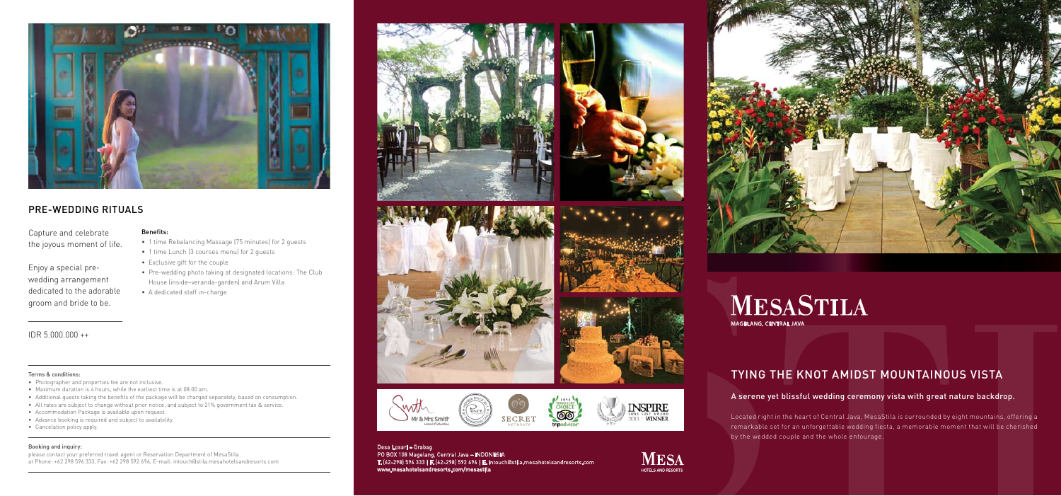## PRE-WEDDING RITUALS

Capture and celebrate the joyous moment of life.

Enjoy a special pre-wedding arrangement dedicated to the adorable groom and bride to be.

**Benefits:**

- 1 time Rebalancing Massage (75 minutes) for 2 guests
- 1 time Lunch (3 courses menu) for 2 guests
- Exclusive gift for the couple
- Pre-wedding photo taking at designated locations: The Club House (inside–veranda–garden) and Arum Villa
- A dedicated staff in-charge

IDR 5.000.000 ++

**Terms & conditions:**

- Photographer and properties fee are not inclusive.
- Maximum duration is 4 hours, while the earliest time is at 08.00 am.
- Additional guests taking the benefits of the package will be charged separately, based on consumption.
- All rates are subject to change without prior notice, and subject to 21% government tax & service.
- Accommodation Package is available upon request.
- Advance booking is required and subject to availability.
- Cancelation policy apply.

**Booking and inquiry:**

please contact your preferred travel agent or Reservation Department of MesaStila at Phone: +62 298 596 333, Fax: +62 298 592 696, E-mail: intouch@stila.mesahotelsandresorts.com

Desa Losari – Grabag
PO BOX 108 Magelang, Central Java – INDONESIA
T. (62-298) 596 333 | F. (62-298) 592 696 | E. intouch@stila.mesahotelsandresorts.com
www.mesahotelsandresorts.com/mesastila

MESA HOTELS AND RESORTS

# MESASTILA

MAGELANG, CENTRAL JAVA

## TYING THE KNOT AMIDST MOUNTAINOUS VISTA

**A serene yet blissful wedding ceremony vista with great nature backdrop.**

Located right in the heart of Central Java, MesaStila is surrounded by eight mountains, offering a remarkable set for an unforgettable wedding fiesta, a memorable moment that will be cherished by the wedded couple and the whole entourage.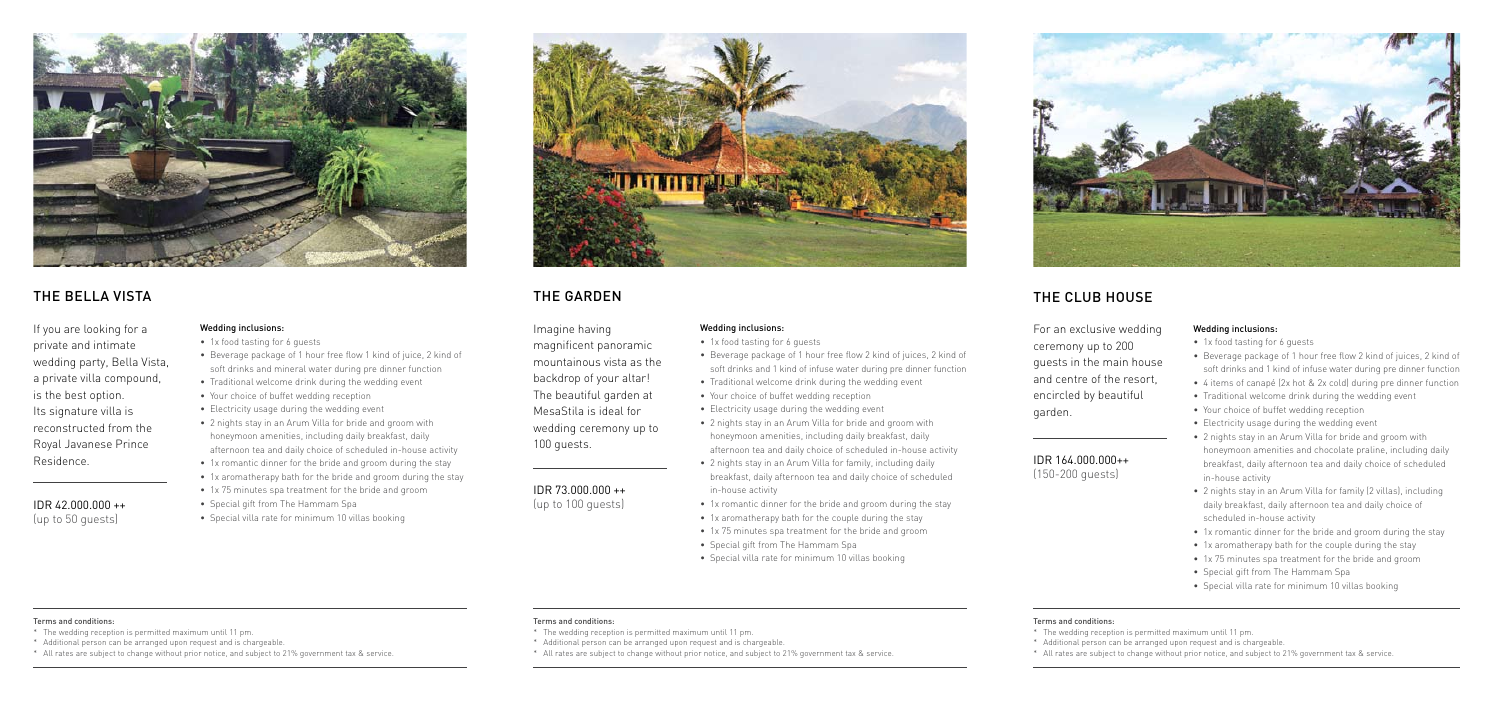## THE BELLA VISTA

If you are looking for a private and intimate wedding party, Bella Vista, a private villa compound, is the best option. Its signature villa is reconstructed from the Royal Javanese Prince Residence.

IDR 42.000.000 ++
(up to 50 guests)

**Wedding inclusions:**

- 1x food tasting for 6 guests
- Beverage package of 1 hour free flow 1 kind of juice, 2 kind of soft drinks and mineral water during pre dinner function
- Traditional welcome drink during the wedding event
- Your choice of buffet wedding reception
- Electricity usage during the wedding event
- 2 nights stay in an Arum Villa for bride and groom with honeymoon amenities, including daily breakfast, daily afternoon tea and daily choice of scheduled in-house activity
- 1x romantic dinner for the bride and groom during the stay
- 1x aromatherapy bath for the bride and groom during the stay
- 1x 75 minutes spa treatment for the bride and groom
- Special gift from The Hammam Spa
- Special villa rate for minimum 10 villas booking

**Terms and conditions:**

* The wedding reception is permitted maximum until 11 pm.
* Additional person can be arranged upon request and is chargeable.
* All rates are subject to change without prior notice, and subject to 21% government tax & service.

## THE GARDEN

Imagine having magnificent panoramic mountainous vista as the backdrop of your altar! The beautiful garden at MesaStila is ideal for wedding ceremony up to 100 guests.

IDR 73.000.000 ++
(up to 100 guests)

**Wedding inclusions:**

- 1x food tasting for 6 guests
- Beverage package of 1 hour free flow 2 kind of juices, 2 kind of soft drinks and 1 kind of infuse water during pre dinner function
- Traditional welcome drink during the wedding event
- Your choice of buffet wedding reception
- Electricity usage during the wedding event
- 2 nights stay in an Arum Villa for bride and groom with honeymoon amenities, including daily breakfast, daily afternoon tea and daily choice of scheduled in-house activity
- 2 nights stay in an Arum Villa for family, including daily breakfast, daily afternoon tea and daily choice of scheduled in-house activity
- 1x romantic dinner for the bride and groom during the stay
- 1x aromatherapy bath for the couple during the stay
- 1x 75 minutes spa treatment for the bride and groom
- Special gift from The Hammam Spa
- Special villa rate for minimum 10 villas booking

**Terms and conditions:**

* The wedding reception is permitted maximum until 11 pm.
* Additional person can be arranged upon request and is chargeable.
* All rates are subject to change without prior notice, and subject to 21% government tax & service.

## THE CLUB HOUSE

For an exclusive wedding ceremony up to 200 guests in the main house and centre of the resort, encircled by beautiful garden.

IDR 164.000.000++
(150-200 guests)

**Wedding inclusions:**

- 1x food tasting for 6 guests
- Beverage package of 1 hour free flow 2 kind of juices, 2 kind of soft drinks and 1 kind of infuse water during pre dinner function
- 4 items of canapé (2x hot & 2x cold) during pre dinner function
- Traditional welcome drink during the wedding event
- Your choice of buffet wedding reception
- Electricity usage during the wedding event
- 2 nights stay in an Arum Villa for bride and groom with honeymoon amenities and chocolate praline, including daily breakfast, daily afternoon tea and daily choice of scheduled in-house activity
- 2 nights stay in an Arum Villa for family (2 villas), including daily breakfast, daily afternoon tea and daily choice of scheduled in-house activity
- 1x romantic dinner for the bride and groom during the stay
- 1x aromatherapy bath for the couple during the stay
- 1x 75 minutes spa treatment for the bride and groom
- Special gift from The Hammam Spa
- Special villa rate for minimum 10 villas booking

**Terms and conditions:**

* The wedding reception is permitted maximum until 11 pm.
* Additional person can be arranged upon request and is chargeable.
* All rates are subject to change without prior notice, and subject to 21% government tax & service.